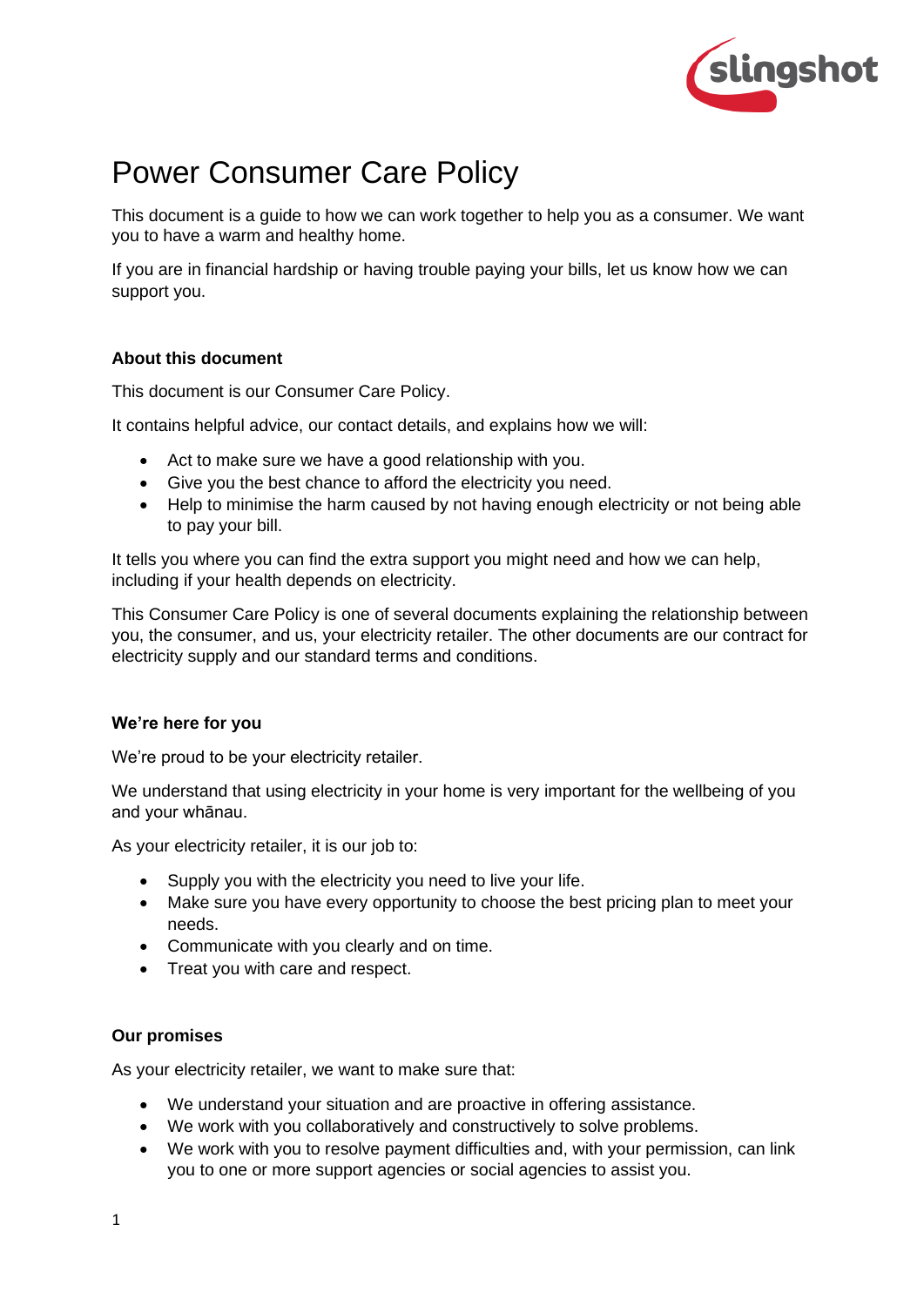# Power Consumer Care Policy

This document is a guide to how we can work together to help you as a consumer. We want you to have a warm and healthy home.

If you are in financial hardship or having trouble paying your bills, let us know how we can support you.

### About this document

This document is our Consumer Care Policy.

It contains helpful advice, our contact details, and explains how we will:

- Act to make sure we have a good relationship with you.
- Give you the best chance to afford the electricity you need.
- Help to minimise the harm caused by not having enough electricity or not being able to pay your bill.

It tells you where you can find the extra support you might need and how we can help, including if your health depends on electricity.

This Consumer Care Policy is one of several documents explaining the relationship between you, the consumer, and us, your electricity retailer. The other documents are our contract for electricity supply and our standard terms and conditions.

### We're here for you

We're proud to be your electricity retailer.

We understand that using electricity in your home is very important for the wellbeing of you and your whānau.

As your electricity retailer, it is our job to:

- Supply you with the electricity you need to live your life.
- Make sure you have every opportunity to choose the best pricing plan to meet your needs.
- Communicate with you clearly and on time.
- Treat you with care and respect.

### Our promises

As your electricity retailer, we want to make sure that:

- We understand your situation and are proactive in offering assistance.
- We work with you collaboratively and constructively to solve problems.
- We work with you to resolve payment difficulties and, with your permission, can link you to one or more support agencies or social agencies to assist you.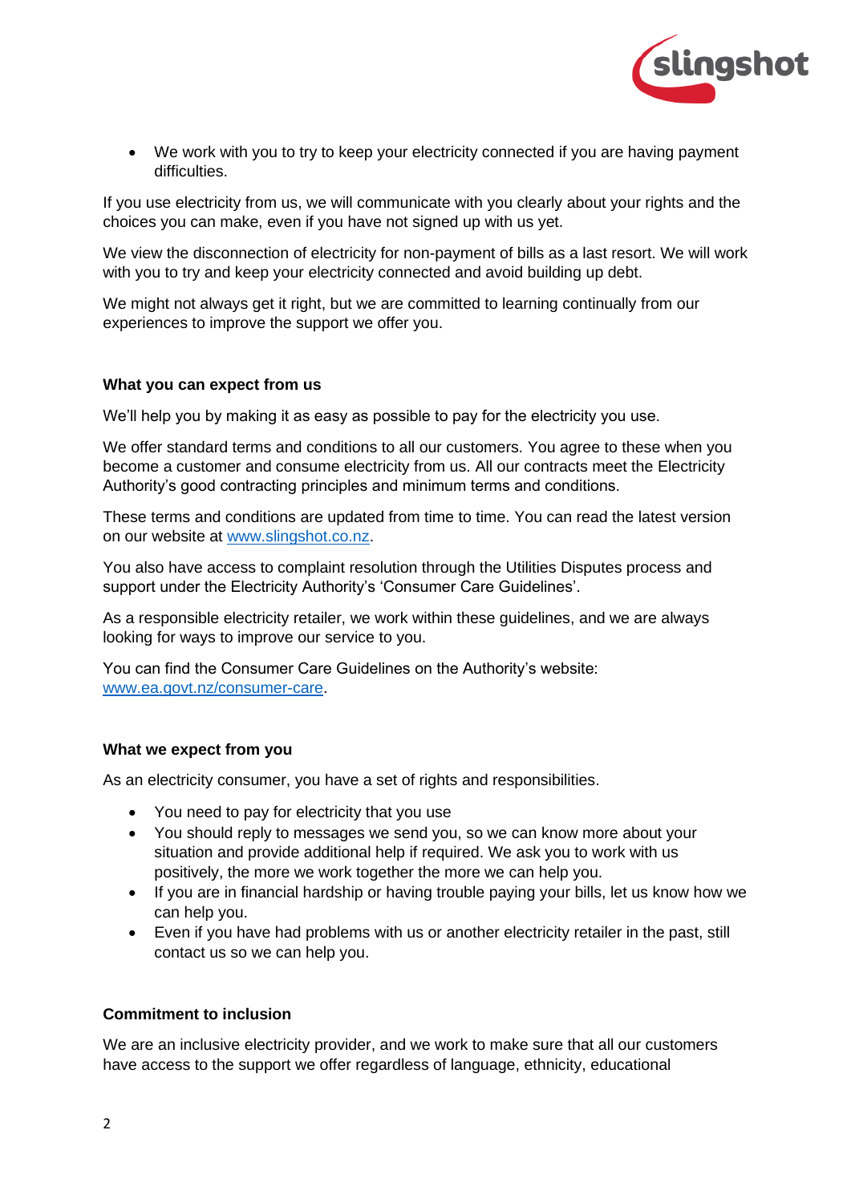- We work with you to try to keep your electricity connected if you are having payment difficulties.

If you use electricity from us, we will communicate with you clearly about your rights and the choices you can make, even if you have not signed up with us yet.

We view the disconnection of electricity for non-payment of bills as a last resort. We will work with you to try and keep your electricity connected and avoid building up debt.

We might not always get it right, but we are committed to learning continually from our experiences to improve the support we offer you.

**What you can expect from us**

We'll help you by making it as easy as possible to pay for the electricity you use.

We offer standard terms and conditions to all our customers. You agree to these when you become a customer and consume electricity from us. All our contracts meet the Electricity Authority's good contracting principles and minimum terms and conditions.

These terms and conditions are updated from time to time. You can read the latest version on our website at [www.slingshot.co.nz](www.slingshot.co.nz).

You also have access to complaint resolution through the Utilities Disputes process and support under the Electricity Authority's 'Consumer Care Guidelines'.

As a responsible electricity retailer, we work within these guidelines, and we are always looking for ways to improve our service to you.

You can find the Consumer Care Guidelines on the Authority's website: [www.ea.govt.nz/consumer-care](www.ea.govt.nz/consumer-care).

**What we expect from you**

As an electricity consumer, you have a set of rights and responsibilities.

- You need to pay for electricity that you use
- You should reply to messages we send you, so we can know more about your situation and provide additional help if required. We ask you to work with us positively, the more we work together the more we can help you.
- If you are in financial hardship or having trouble paying your bills, let us know how we can help you.
- Even if you have had problems with us or another electricity retailer in the past, still contact us so we can help you.

**Commitment to inclusion**

We are an inclusive electricity provider, and we work to make sure that all our customers have access to the support we offer regardless of language, ethnicity, educational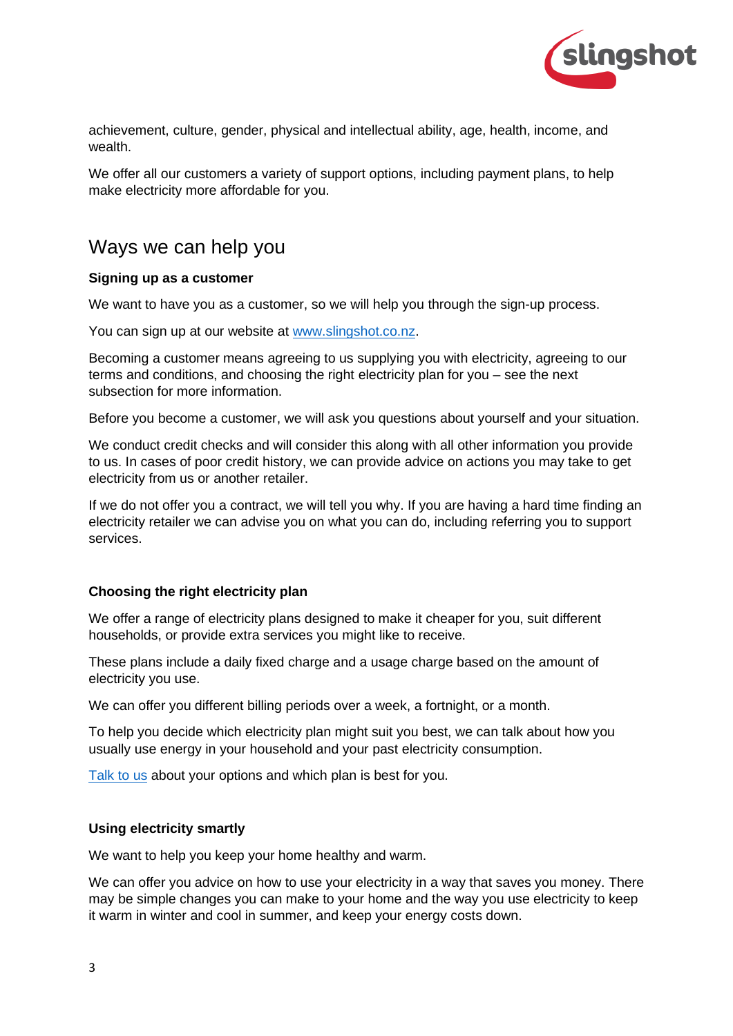achievement, culture, gender, physical and intellectual ability, age, health, income, and wealth.

We offer all our customers a variety of support options, including payment plans, to help make electricity more affordable for you.

## Ways we can help you

**Signing up as a customer**

We want to have you as a customer, so we will help you through the sign-up process.

You can sign up at our website at [www.slingshot.co.nz](http://www.slingshot.co.nz).

Becoming a customer means agreeing to us supplying you with electricity, agreeing to our terms and conditions, and choosing the right electricity plan for you – see the next subsection for more information.

Before you become a customer, we will ask you questions about yourself and your situation.

We conduct credit checks and will consider this along with all other information you provide to us. In cases of poor credit history, we can provide advice on actions you may take to get electricity from us or another retailer.

If we do not offer you a contract, we will tell you why. If you are having a hard time finding an electricity retailer we can advise you on what you can do, including referring you to support services.

**Choosing the right electricity plan**

We offer a range of electricity plans designed to make it cheaper for you, suit different households, or provide extra services you might like to receive.

These plans include a daily fixed charge and a usage charge based on the amount of electricity you use.

We can offer you different billing periods over a week, a fortnight, or a month.

To help you decide which electricity plan might suit you best, we can talk about how you usually use energy in your household and your past electricity consumption.

Talk to us about your options and which plan is best for you.

**Using electricity smartly**

We want to help you keep your home healthy and warm.

We can offer you advice on how to use your electricity in a way that saves you money. There may be simple changes you can make to your home and the way you use electricity to keep it warm in winter and cool in summer, and keep your energy costs down.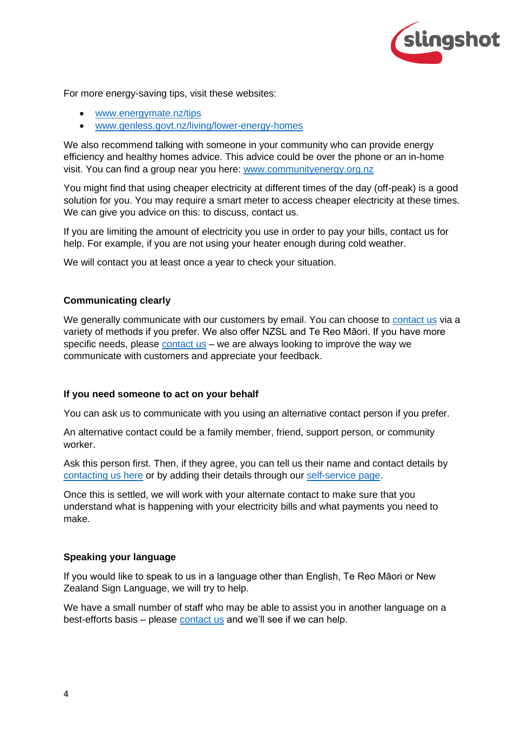For more energy-saving tips, visit these websites:

- www.energymate.nz/tips
- www.genless.govt.nz/living/lower-energy-homes

We also recommend talking with someone in your community who can provide energy efficiency and healthy homes advice. This advice could be over the phone or an in-home visit. You can find a group near you here: www.communityenergy.org.nz

You might find that using cheaper electricity at different times of the day (off-peak) is a good solution for you. You may require a smart meter to access cheaper electricity at these times. We can give you advice on this: to discuss, contact us.

If you are limiting the amount of electricity you use in order to pay your bills, contact us for help. For example, if you are not using your heater enough during cold weather.

We will contact you at least once a year to check your situation.

**Communicating clearly**

We generally communicate with our customers by email. You can choose to contact us via a variety of methods if you prefer. We also offer NZSL and Te Reo Māori. If you have more specific needs, please contact us – we are always looking to improve the way we communicate with customers and appreciate your feedback.

**If you need someone to act on your behalf**

You can ask us to communicate with you using an alternative contact person if you prefer.

An alternative contact could be a family member, friend, support person, or community worker.

Ask this person first. Then, if they agree, you can tell us their name and contact details by contacting us here or by adding their details through our self-service page.

Once this is settled, we will work with your alternate contact to make sure that you understand what is happening with your electricity bills and what payments you need to make.

**Speaking your language**

If you would like to speak to us in a language other than English, Te Reo Māori or New Zealand Sign Language, we will try to help.

We have a small number of staff who may be able to assist you in another language on a best-efforts basis – please contact us and we'll see if we can help.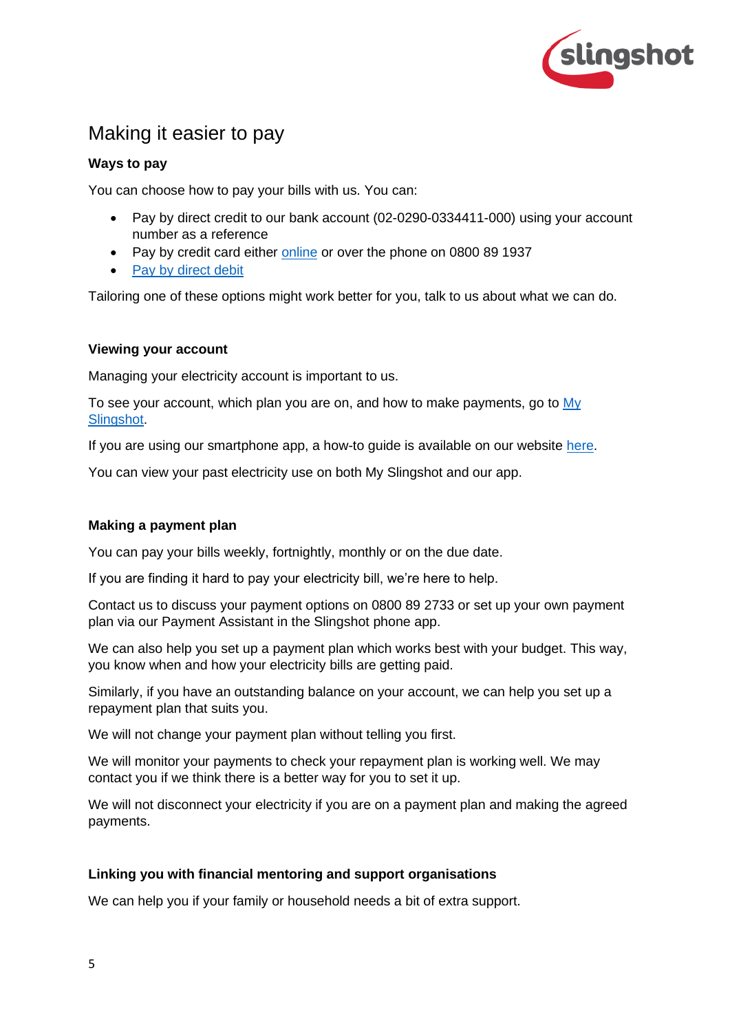## Making it easier to pay

### Ways to pay

You can choose how to pay your bills with us. You can:

- Pay by direct credit to our bank account (02-0290-0334411-000) using your account number as a reference
- Pay by credit card either online or over the phone on 0800 89 1937
- Pay by direct debit

Tailoring one of these options might work better for you, talk to us about what we can do.

### Viewing your account

Managing your electricity account is important to us.

To see your account, which plan you are on, and how to make payments, go to My Slingshot.

If you are using our smartphone app, a how-to guide is available on our website here.

You can view your past electricity use on both My Slingshot and our app.

### Making a payment plan

You can pay your bills weekly, fortnightly, monthly or on the due date.

If you are finding it hard to pay your electricity bill, we're here to help.

Contact us to discuss your payment options on 0800 89 2733 or set up your own payment plan via our Payment Assistant in the Slingshot phone app.

We can also help you set up a payment plan which works best with your budget. This way, you know when and how your electricity bills are getting paid.

Similarly, if you have an outstanding balance on your account, we can help you set up a repayment plan that suits you.

We will not change your payment plan without telling you first.

We will monitor your payments to check your repayment plan is working well. We may contact you if we think there is a better way for you to set it up.

We will not disconnect your electricity if you are on a payment plan and making the agreed payments.

### Linking you with financial mentoring and support organisations

We can help you if your family or household needs a bit of extra support.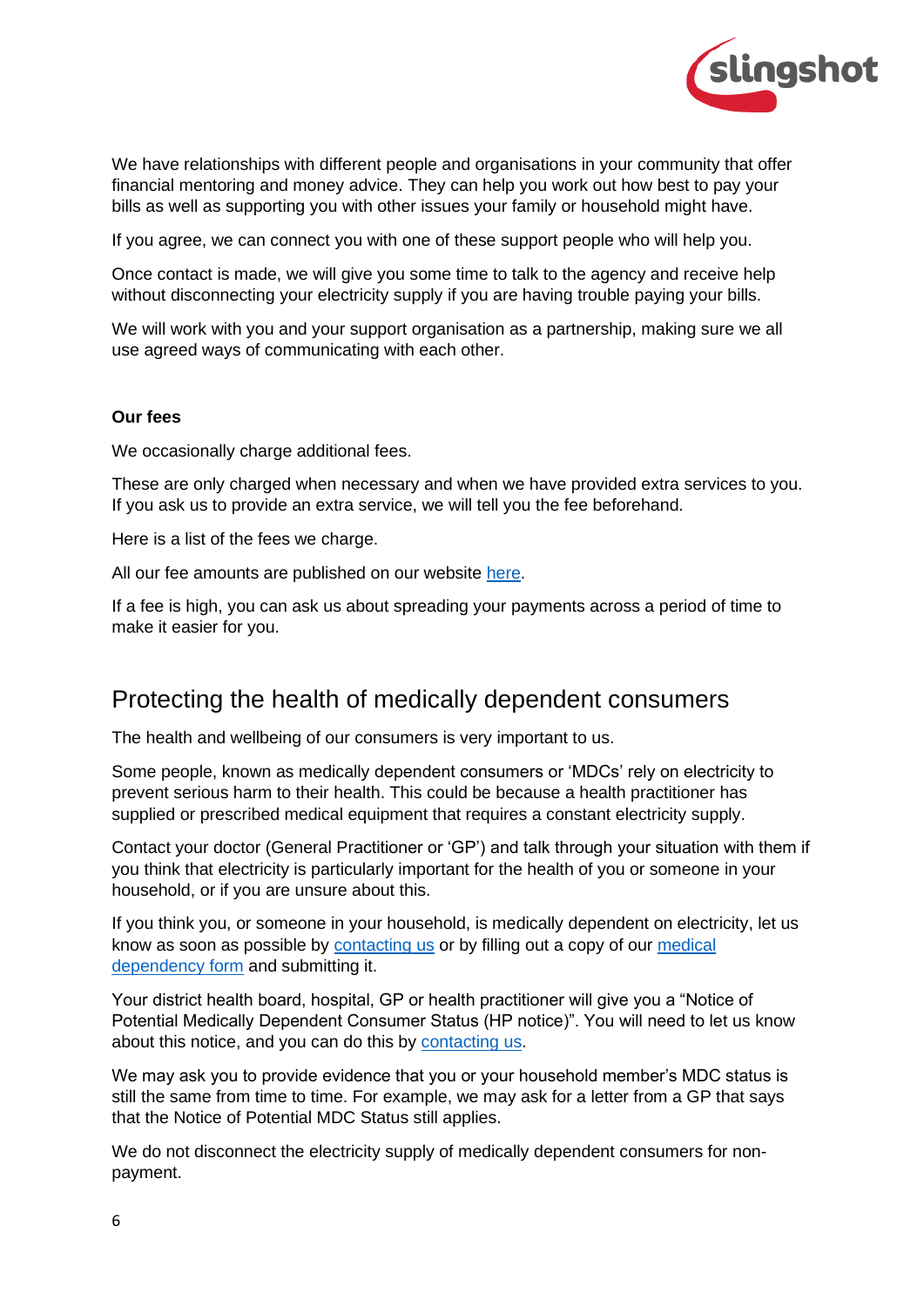We have relationships with different people and organisations in your community that offer financial mentoring and money advice. They can help you work out how best to pay your bills as well as supporting you with other issues your family or household might have.

If you agree, we can connect you with one of these support people who will help you.

Once contact is made, we will give you some time to talk to the agency and receive help without disconnecting your electricity supply if you are having trouble paying your bills.

We will work with you and your support organisation as a partnership, making sure we all use agreed ways of communicating with each other.

**Our fees**

We occasionally charge additional fees.

These are only charged when necessary and when we have provided extra services to you. If you ask us to provide an extra service, we will tell you the fee beforehand.

Here is a list of the fees we charge.

All our fee amounts are published on our website here.

If a fee is high, you can ask us about spreading your payments across a period of time to make it easier for you.

## Protecting the health of medically dependent consumers

The health and wellbeing of our consumers is very important to us.

Some people, known as medically dependent consumers or 'MDCs' rely on electricity to prevent serious harm to their health. This could be because a health practitioner has supplied or prescribed medical equipment that requires a constant electricity supply.

Contact your doctor (General Practitioner or 'GP') and talk through your situation with them if you think that electricity is particularly important for the health of you or someone in your household, or if you are unsure about this.

If you think you, or someone in your household, is medically dependent on electricity, let us know as soon as possible by contacting us or by filling out a copy of our medical dependency form and submitting it.

Your district health board, hospital, GP or health practitioner will give you a "Notice of Potential Medically Dependent Consumer Status (HP notice)". You will need to let us know about this notice, and you can do this by contacting us.

We may ask you to provide evidence that you or your household member's MDC status is still the same from time to time. For example, we may ask for a letter from a GP that says that the Notice of Potential MDC Status still applies.

We do not disconnect the electricity supply of medically dependent consumers for non-payment.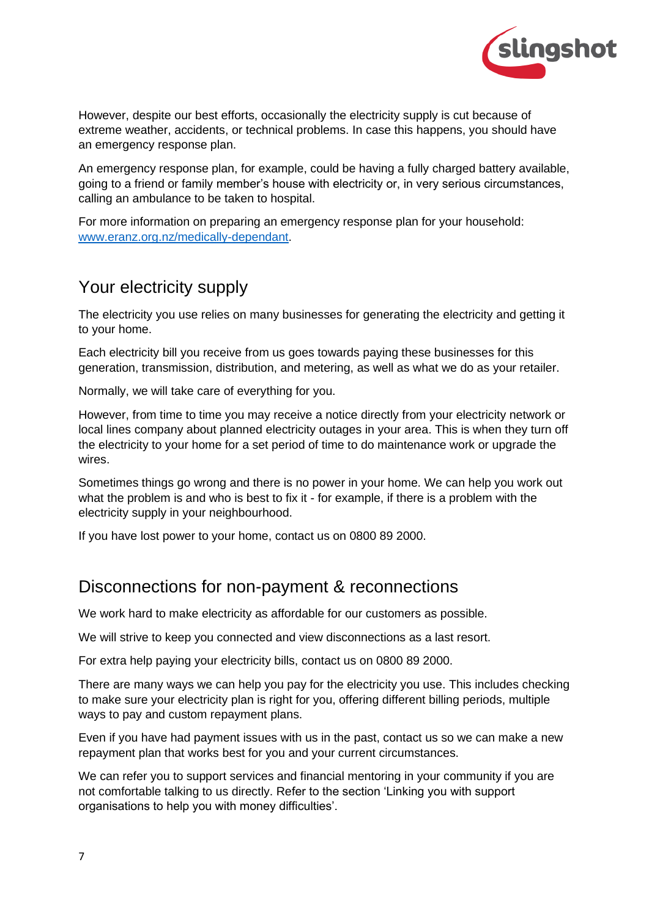However, despite our best efforts, occasionally the electricity supply is cut because of extreme weather, accidents, or technical problems. In case this happens, you should have an emergency response plan.

An emergency response plan, for example, could be having a fully charged battery available, going to a friend or family member's house with electricity or, in very serious circumstances, calling an ambulance to be taken to hospital.

For more information on preparing an emergency response plan for your household: [www.eranz.org.nz/medically-dependant](www.eranz.org.nz/medically-dependant).

## Your electricity supply

The electricity you use relies on many businesses for generating the electricity and getting it to your home.

Each electricity bill you receive from us goes towards paying these businesses for this generation, transmission, distribution, and metering, as well as what we do as your retailer.

Normally, we will take care of everything for you.

However, from time to time you may receive a notice directly from your electricity network or local lines company about planned electricity outages in your area. This is when they turn off the electricity to your home for a set period of time to do maintenance work or upgrade the wires.

Sometimes things go wrong and there is no power in your home. We can help you work out what the problem is and who is best to fix it - for example, if there is a problem with the electricity supply in your neighbourhood.

If you have lost power to your home, contact us on 0800 89 2000.

## Disconnections for non-payment & reconnections

We work hard to make electricity as affordable for our customers as possible.

We will strive to keep you connected and view disconnections as a last resort.

For extra help paying your electricity bills, contact us on 0800 89 2000.

There are many ways we can help you pay for the electricity you use. This includes checking to make sure your electricity plan is right for you, offering different billing periods, multiple ways to pay and custom repayment plans.

Even if you have had payment issues with us in the past, contact us so we can make a new repayment plan that works best for you and your current circumstances.

We can refer you to support services and financial mentoring in your community if you are not comfortable talking to us directly. Refer to the section 'Linking you with support organisations to help you with money difficulties'.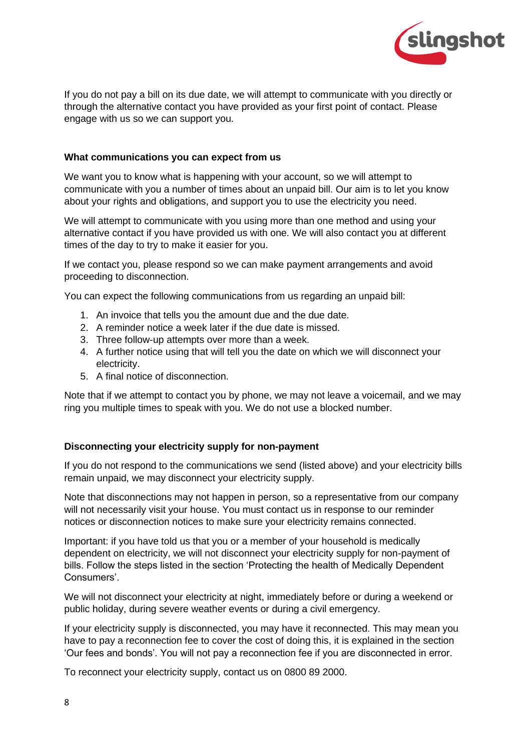If you do not pay a bill on its due date, we will attempt to communicate with you directly or through the alternative contact you have provided as your first point of contact. Please engage with us so we can support you.

### What communications you can expect from us

We want you to know what is happening with your account, so we will attempt to communicate with you a number of times about an unpaid bill. Our aim is to let you know about your rights and obligations, and support you to use the electricity you need.

We will attempt to communicate with you using more than one method and using your alternative contact if you have provided us with one. We will also contact you at different times of the day to try to make it easier for you.

If we contact you, please respond so we can make payment arrangements and avoid proceeding to disconnection.

You can expect the following communications from us regarding an unpaid bill:

1. An invoice that tells you the amount due and the due date.
2. A reminder notice a week later if the due date is missed.
3. Three follow-up attempts over more than a week.
4. A further notice using that will tell you the date on which we will disconnect your electricity.
5. A final notice of disconnection.

Note that if we attempt to contact you by phone, we may not leave a voicemail, and we may ring you multiple times to speak with you. We do not use a blocked number.

### Disconnecting your electricity supply for non-payment

If you do not respond to the communications we send (listed above) and your electricity bills remain unpaid, we may disconnect your electricity supply.

Note that disconnections may not happen in person, so a representative from our company will not necessarily visit your house. You must contact us in response to our reminder notices or disconnection notices to make sure your electricity remains connected.

Important: if you have told us that you or a member of your household is medically dependent on electricity, we will not disconnect your electricity supply for non-payment of bills. Follow the steps listed in the section 'Protecting the health of Medically Dependent Consumers'.

We will not disconnect your electricity at night, immediately before or during a weekend or public holiday, during severe weather events or during a civil emergency.

If your electricity supply is disconnected, you may have it reconnected. This may mean you have to pay a reconnection fee to cover the cost of doing this, it is explained in the section 'Our fees and bonds'. You will not pay a reconnection fee if you are disconnected in error.

To reconnect your electricity supply, contact us on 0800 89 2000.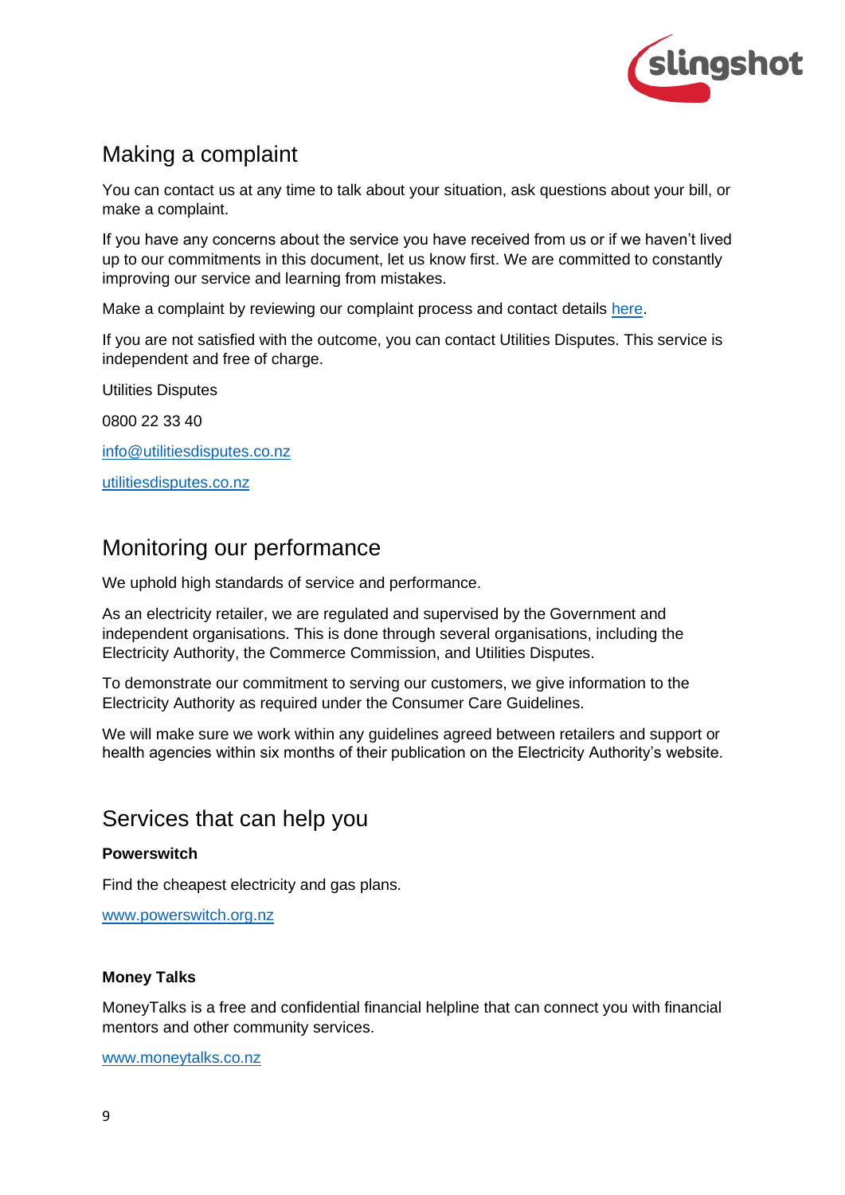## Making a complaint

You can contact us at any time to talk about your situation, ask questions about your bill, or make a complaint.

If you have any concerns about the service you have received from us or if we haven't lived up to our commitments in this document, let us know first. We are committed to constantly improving our service and learning from mistakes.

Make a complaint by reviewing our complaint process and contact details here.

If you are not satisfied with the outcome, you can contact Utilities Disputes. This service is independent and free of charge.

Utilities Disputes

0800 22 33 40

info@utilitiesdisputes.co.nz

utilitiesdisputes.co.nz

## Monitoring our performance

We uphold high standards of service and performance.

As an electricity retailer, we are regulated and supervised by the Government and independent organisations. This is done through several organisations, including the Electricity Authority, the Commerce Commission, and Utilities Disputes.

To demonstrate our commitment to serving our customers, we give information to the Electricity Authority as required under the Consumer Care Guidelines.

We will make sure we work within any guidelines agreed between retailers and support or health agencies within six months of their publication on the Electricity Authority's website.

## Services that can help you

**Powerswitch**

Find the cheapest electricity and gas plans.

www.powerswitch.org.nz

**Money Talks**

MoneyTalks is a free and confidential financial helpline that can connect you with financial mentors and other community services.

www.moneytalks.co.nz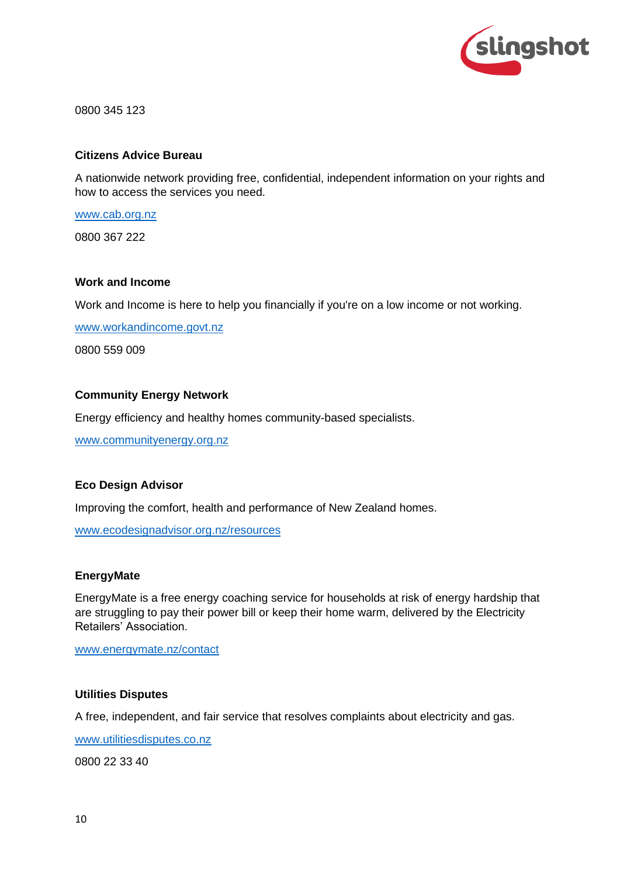0800 345 123

**Citizens Advice Bureau**

A nationwide network providing free, confidential, independent information on your rights and how to access the services you need.

www.cab.org.nz

0800 367 222

**Work and Income**

Work and Income is here to help you financially if you're on a low income or not working.

www.workandincome.govt.nz

0800 559 009

**Community Energy Network**

Energy efficiency and healthy homes community-based specialists.

www.communityenergy.org.nz

**Eco Design Advisor**

Improving the comfort, health and performance of New Zealand homes.

www.ecodesignadvisor.org.nz/resources

**EnergyMate**

EnergyMate is a free energy coaching service for households at risk of energy hardship that are struggling to pay their power bill or keep their home warm, delivered by the Electricity Retailers' Association.

www.energymate.nz/contact

**Utilities Disputes**

A free, independent, and fair service that resolves complaints about electricity and gas.

www.utilitiesdisputes.co.nz

0800 22 33 40